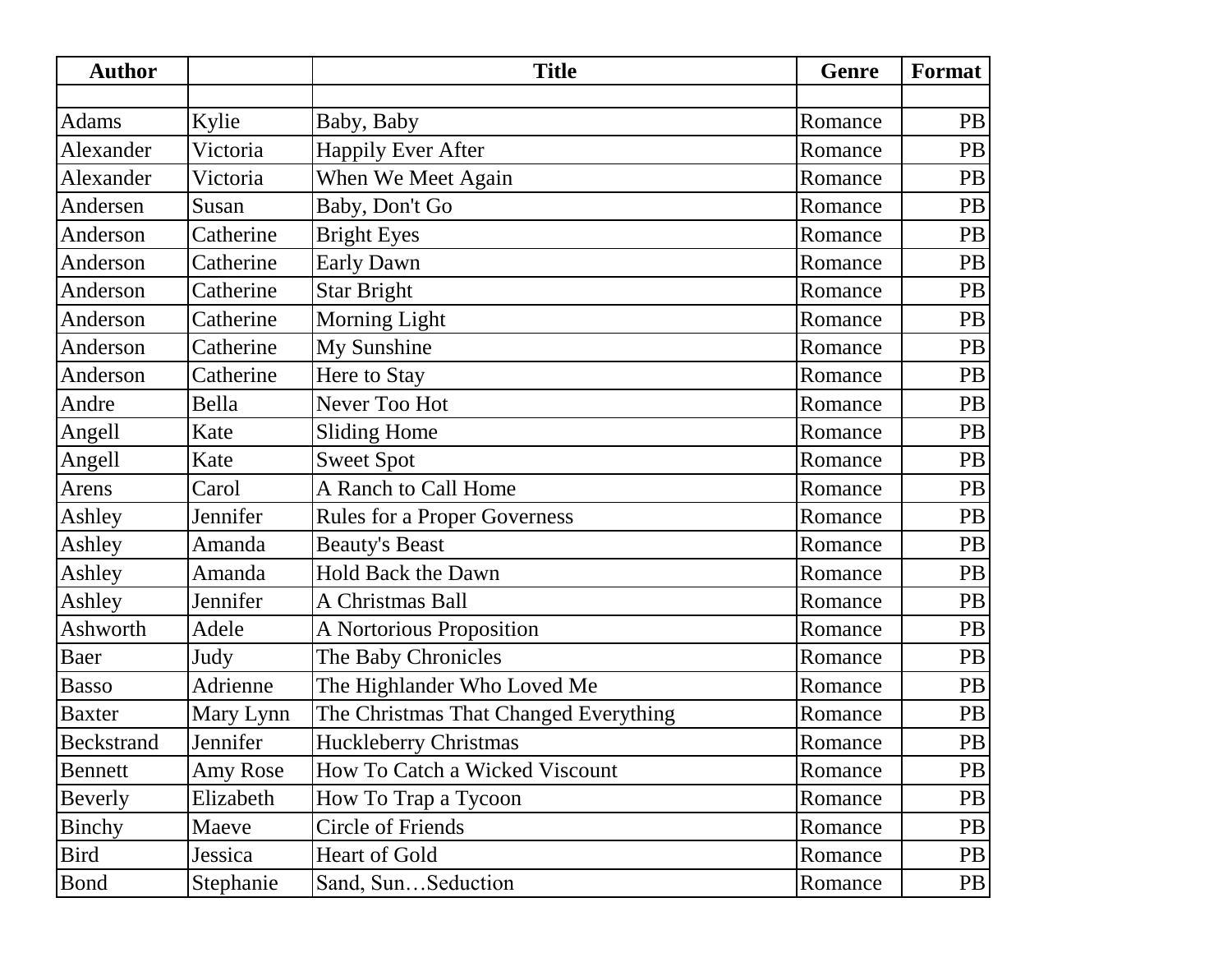| Author | | Title | Genre | Format |
|---|---|---|---|---|
| | | | | |
| Adams | Kylie | Baby, Baby | Romance | PB |
| Alexander | Victoria | Happily Ever After | Romance | PB |
| Alexander | Victoria | When We Meet Again | Romance | PB |
| Andersen | Susan | Baby, Don't Go | Romance | PB |
| Anderson | Catherine | Bright Eyes | Romance | PB |
| Anderson | Catherine | Early Dawn | Romance | PB |
| Anderson | Catherine | Star Bright | Romance | PB |
| Anderson | Catherine | Morning Light | Romance | PB |
| Anderson | Catherine | My Sunshine | Romance | PB |
| Anderson | Catherine | Here to Stay | Romance | PB |
| Andre | Bella | Never Too Hot | Romance | PB |
| Angell | Kate | Sliding Home | Romance | PB |
| Angell | Kate | Sweet Spot | Romance | PB |
| Arens | Carol | A Ranch to Call Home | Romance | PB |
| Ashley | Jennifer | Rules for a Proper Governess | Romance | PB |
| Ashley | Amanda | Beauty's Beast | Romance | PB |
| Ashley | Amanda | Hold Back the Dawn | Romance | PB |
| Ashley | Jennifer | A Christmas Ball | Romance | PB |
| Ashworth | Adele | A Nortorious Proposition | Romance | PB |
| Baer | Judy | The Baby Chronicles | Romance | PB |
| Basso | Adrienne | The Highlander Who Loved Me | Romance | PB |
| Baxter | Mary Lynn | The Christmas That Changed Everything | Romance | PB |
| Beckstrand | Jennifer | Huckleberry Christmas | Romance | PB |
| Bennett | Amy Rose | How To Catch a Wicked Viscount | Romance | PB |
| Beverly | Elizabeth | How To Trap a Tycoon | Romance | PB |
| Binchy | Maeve | Circle of Friends | Romance | PB |
| Bird | Jessica | Heart of Gold | Romance | PB |
| Bond | Stephanie | Sand, Sun…Seduction | Romance | PB |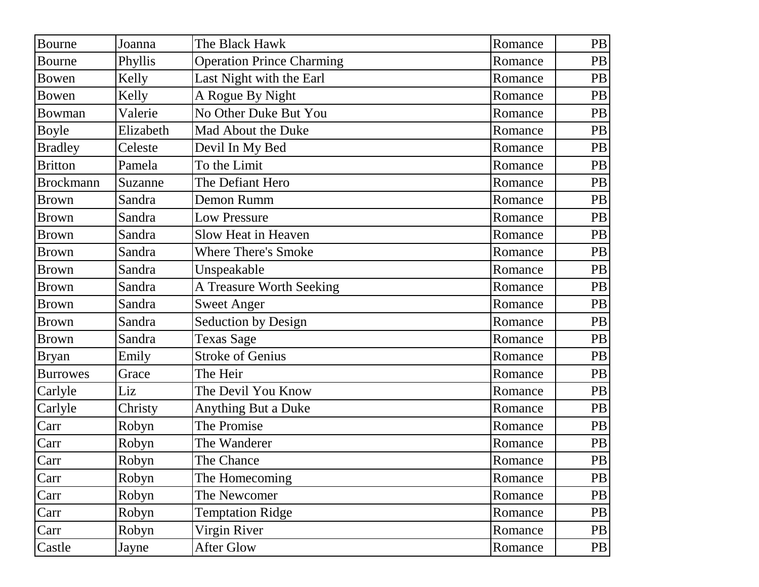| Bourne | Joanna | The Black Hawk | Romance | PB |
|---|---|---|---|---|
| Bourne | Phyllis | Operation Prince Charming | Romance | PB |
| Bowen | Kelly | Last Night with the Earl | Romance | PB |
| Bowen | Kelly | A Rogue By Night | Romance | PB |
| Bowman | Valerie | No Other Duke But You | Romance | PB |
| Boyle | Elizabeth | Mad About the Duke | Romance | PB |
| Bradley | Celeste | Devil In My Bed | Romance | PB |
| Britton | Pamela | To the Limit | Romance | PB |
| Brockmann | Suzanne | The Defiant Hero | Romance | PB |
| Brown | Sandra | Demon Rumm | Romance | PB |
| Brown | Sandra | Low Pressure | Romance | PB |
| Brown | Sandra | Slow Heat in Heaven | Romance | PB |
| Brown | Sandra | Where There's Smoke | Romance | PB |
| Brown | Sandra | Unspeakable | Romance | PB |
| Brown | Sandra | A Treasure Worth Seeking | Romance | PB |
| Brown | Sandra | Sweet Anger | Romance | PB |
| Brown | Sandra | Seduction by Design | Romance | PB |
| Brown | Sandra | Texas Sage | Romance | PB |
| Bryan | Emily | Stroke of Genius | Romance | PB |
| Burrowes | Grace | The Heir | Romance | PB |
| Carlyle | Liz | The Devil You Know | Romance | PB |
| Carlyle | Christy | Anything But a Duke | Romance | PB |
| Carr | Robyn | The Promise | Romance | PB |
| Carr | Robyn | The Wanderer | Romance | PB |
| Carr | Robyn | The Chance | Romance | PB |
| Carr | Robyn | The Homecoming | Romance | PB |
| Carr | Robyn | The Newcomer | Romance | PB |
| Carr | Robyn | Temptation Ridge | Romance | PB |
| Carr | Robyn | Virgin River | Romance | PB |
| Castle | Jayne | After Glow | Romance | PB |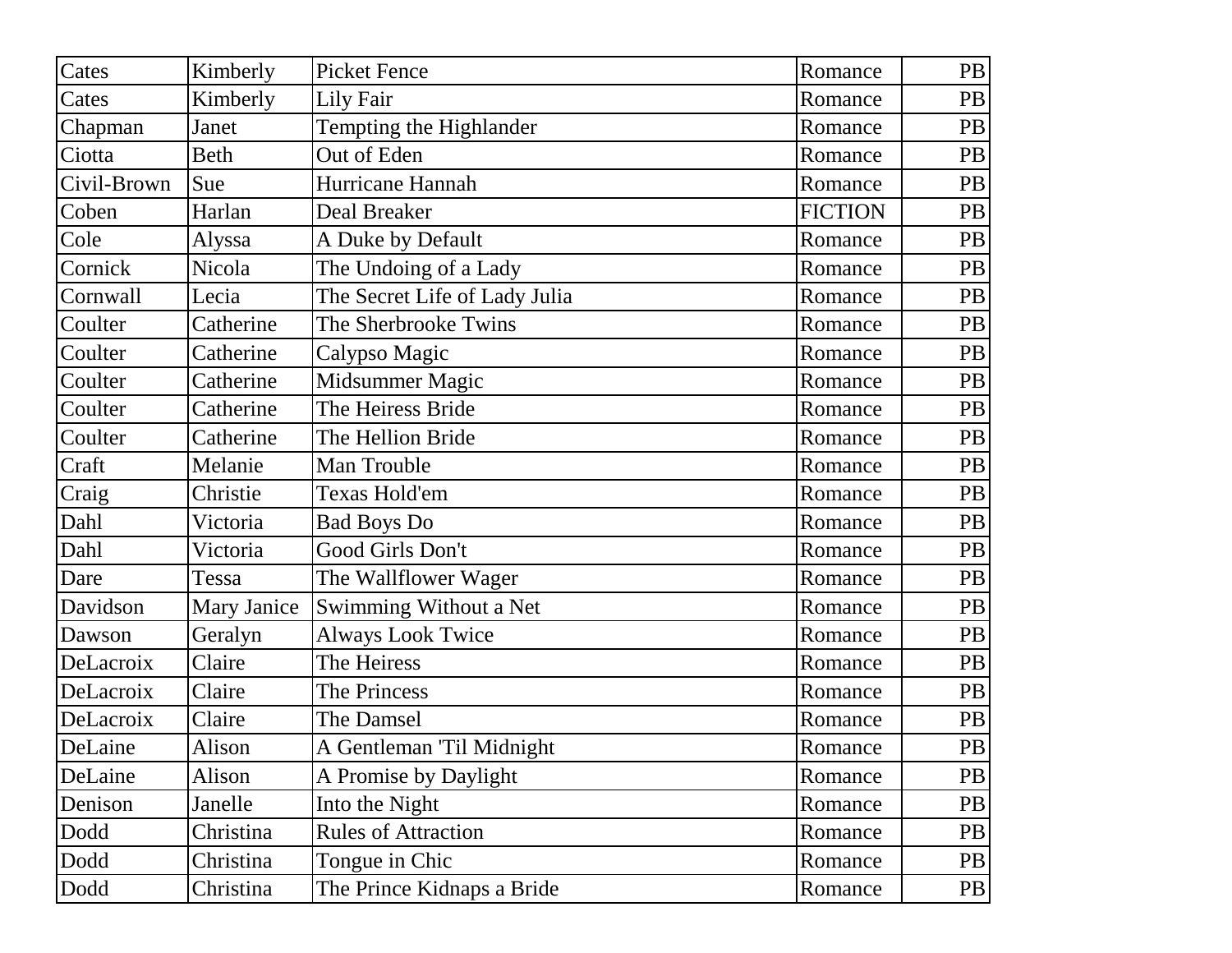| Cates | Kimberly | Picket Fence | Romance | PB |
|---|---|---|---|---|
| Cates | Kimberly | Lily Fair | Romance | PB |
| Chapman | Janet | Tempting the Highlander | Romance | PB |
| Ciotta | Beth | Out of Eden | Romance | PB |
| Civil-Brown | Sue | Hurricane Hannah | Romance | PB |
| Coben | Harlan | Deal Breaker | FICTION | PB |
| Cole | Alyssa | A Duke by Default | Romance | PB |
| Cornick | Nicola | The Undoing of a Lady | Romance | PB |
| Cornwall | Lecia | The Secret Life of Lady Julia | Romance | PB |
| Coulter | Catherine | The Sherbrooke Twins | Romance | PB |
| Coulter | Catherine | Calypso Magic | Romance | PB |
| Coulter | Catherine | Midsummer Magic | Romance | PB |
| Coulter | Catherine | The Heiress Bride | Romance | PB |
| Coulter | Catherine | The Hellion Bride | Romance | PB |
| Craft | Melanie | Man Trouble | Romance | PB |
| Craig | Christie | Texas Hold'em | Romance | PB |
| Dahl | Victoria | Bad Boys Do | Romance | PB |
| Dahl | Victoria | Good Girls Don't | Romance | PB |
| Dare | Tessa | The Wallflower Wager | Romance | PB |
| Davidson | Mary Janice | Swimming Without a Net | Romance | PB |
| Dawson | Geralyn | Always Look Twice | Romance | PB |
| DeLacroix | Claire | The Heiress | Romance | PB |
| DeLacroix | Claire | The Princess | Romance | PB |
| DeLacroix | Claire | The Damsel | Romance | PB |
| DeLaine | Alison | A Gentleman 'Til Midnight | Romance | PB |
| DeLaine | Alison | A Promise by Daylight | Romance | PB |
| Denison | Janelle | Into the Night | Romance | PB |
| Dodd | Christina | Rules of Attraction | Romance | PB |
| Dodd | Christina | Tongue in Chic | Romance | PB |
| Dodd | Christina | The Prince Kidnaps a Bride | Romance | PB |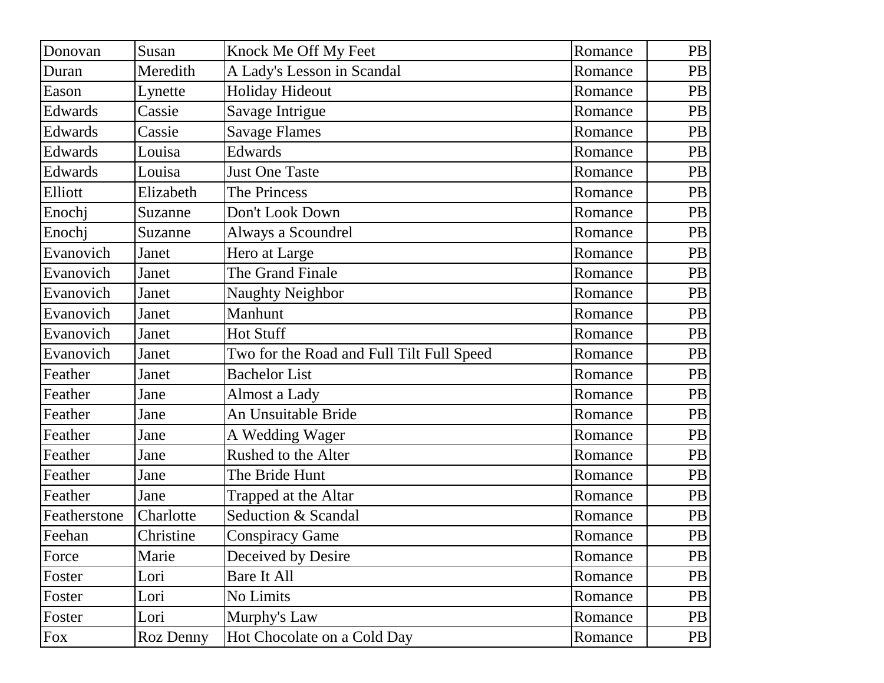| Donovan | Susan | Knock Me Off My Feet | Romance | PB |
|---|---|---|---|---|
| Duran | Meredith | A Lady's Lesson in Scandal | Romance | PB |
| Eason | Lynette | Holiday Hideout | Romance | PB |
| Edwards | Cassie | Savage Intrigue | Romance | PB |
| Edwards | Cassie | Savage Flames | Romance | PB |
| Edwards | Louisa | Edwards | Romance | PB |
| Edwards | Louisa | Just One Taste | Romance | PB |
| Elliott | Elizabeth | The Princess | Romance | PB |
| Enochj | Suzanne | Don't Look Down | Romance | PB |
| Enochj | Suzanne | Always a Scoundrel | Romance | PB |
| Evanovich | Janet | Hero at Large | Romance | PB |
| Evanovich | Janet | The Grand Finale | Romance | PB |
| Evanovich | Janet | Naughty Neighbor | Romance | PB |
| Evanovich | Janet | Manhunt | Romance | PB |
| Evanovich | Janet | Hot Stuff | Romance | PB |
| Evanovich | Janet | Two for the Road and Full Tilt Full Speed | Romance | PB |
| Feather | Janet | Bachelor List | Romance | PB |
| Feather | Jane | Almost a Lady | Romance | PB |
| Feather | Jane | An Unsuitable Bride | Romance | PB |
| Feather | Jane | A Wedding Wager | Romance | PB |
| Feather | Jane | Rushed to the Alter | Romance | PB |
| Feather | Jane | The Bride Hunt | Romance | PB |
| Feather | Jane | Trapped at the Altar | Romance | PB |
| Featherstone | Charlotte | Seduction & Scandal | Romance | PB |
| Feehan | Christine | Conspiracy Game | Romance | PB |
| Force | Marie | Deceived by Desire | Romance | PB |
| Foster | Lori | Bare It All | Romance | PB |
| Foster | Lori | No Limits | Romance | PB |
| Foster | Lori | Murphy's Law | Romance | PB |
| Fox | Roz Denny | Hot Chocolate on a Cold Day | Romance | PB |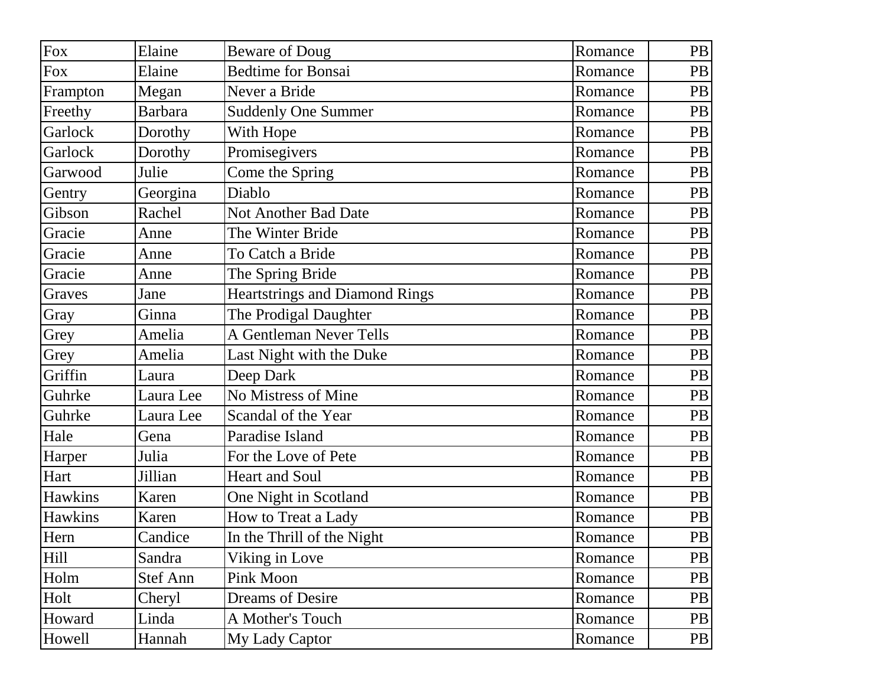| Fox | Elaine | Beware of Doug | Romance | PB |
|---|---|---|---|---|
| Fox | Elaine | Bedtime for Bonsai | Romance | PB |
| Frampton | Megan | Never a Bride | Romance | PB |
| Freethy | Barbara | Suddenly One Summer | Romance | PB |
| Garlock | Dorothy | With Hope | Romance | PB |
| Garlock | Dorothy | Promisegivers | Romance | PB |
| Garwood | Julie | Come the Spring | Romance | PB |
| Gentry | Georgina | Diablo | Romance | PB |
| Gibson | Rachel | Not Another Bad Date | Romance | PB |
| Gracie | Anne | The Winter Bride | Romance | PB |
| Gracie | Anne | To Catch a Bride | Romance | PB |
| Gracie | Anne | The Spring Bride | Romance | PB |
| Graves | Jane | Heartstrings and Diamond Rings | Romance | PB |
| Gray | Ginna | The Prodigal Daughter | Romance | PB |
| Grey | Amelia | A Gentleman Never Tells | Romance | PB |
| Grey | Amelia | Last Night with the Duke | Romance | PB |
| Griffin | Laura | Deep Dark | Romance | PB |
| Guhrke | Laura Lee | No Mistress of Mine | Romance | PB |
| Guhrke | Laura Lee | Scandal of the Year | Romance | PB |
| Hale | Gena | Paradise Island | Romance | PB |
| Harper | Julia | For the Love of Pete | Romance | PB |
| Hart | Jillian | Heart and Soul | Romance | PB |
| Hawkins | Karen | One Night in Scotland | Romance | PB |
| Hawkins | Karen | How to Treat a Lady | Romance | PB |
| Hern | Candice | In the Thrill of the Night | Romance | PB |
| Hill | Sandra | Viking in Love | Romance | PB |
| Holm | Stef Ann | Pink Moon | Romance | PB |
| Holt | Cheryl | Dreams of Desire | Romance | PB |
| Howard | Linda | A Mother's Touch | Romance | PB |
| Howell | Hannah | My Lady Captor | Romance | PB |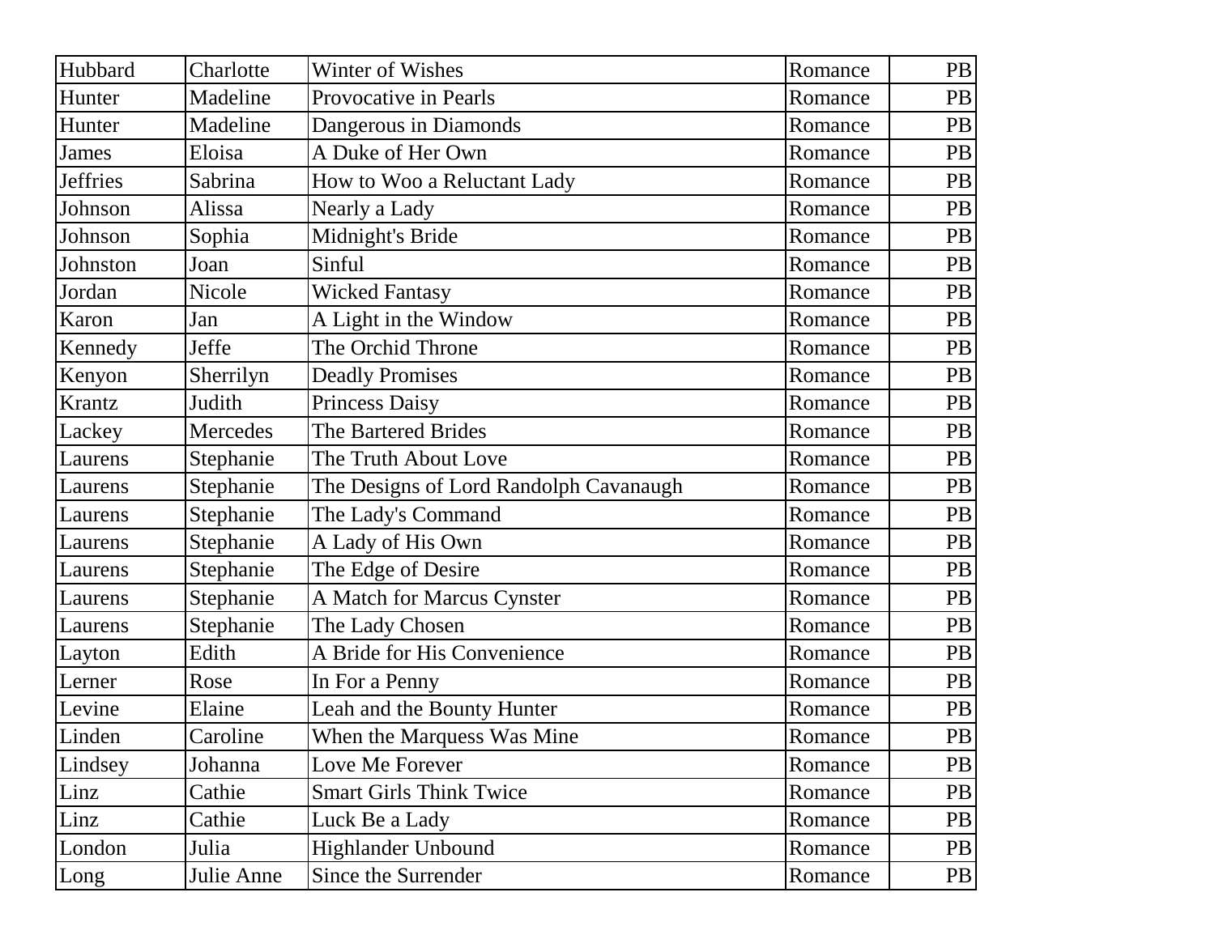| Hubbard | Charlotte | Winter of Wishes | Romance | PB |
|---|---|---|---|---|
| Hunter | Madeline | Provocative in Pearls | Romance | PB |
| Hunter | Madeline | Dangerous in Diamonds | Romance | PB |
| James | Eloisa | A Duke of Her Own | Romance | PB |
| Jeffries | Sabrina | How to Woo a Reluctant Lady | Romance | PB |
| Johnson | Alissa | Nearly a Lady | Romance | PB |
| Johnson | Sophia | Midnight's Bride | Romance | PB |
| Johnston | Joan | Sinful | Romance | PB |
| Jordan | Nicole | Wicked Fantasy | Romance | PB |
| Karon | Jan | A Light in the Window | Romance | PB |
| Kennedy | Jeffe | The Orchid Throne | Romance | PB |
| Kenyon | Sherrilyn | Deadly Promises | Romance | PB |
| Krantz | Judith | Princess Daisy | Romance | PB |
| Lackey | Mercedes | The Bartered Brides | Romance | PB |
| Laurens | Stephanie | The Truth About Love | Romance | PB |
| Laurens | Stephanie | The Designs of Lord Randolph Cavanaugh | Romance | PB |
| Laurens | Stephanie | The Lady's Command | Romance | PB |
| Laurens | Stephanie | A Lady of His Own | Romance | PB |
| Laurens | Stephanie | The Edge of Desire | Romance | PB |
| Laurens | Stephanie | A Match for Marcus Cynster | Romance | PB |
| Laurens | Stephanie | The Lady Chosen | Romance | PB |
| Layton | Edith | A Bride for His Convenience | Romance | PB |
| Lerner | Rose | In For a Penny | Romance | PB |
| Levine | Elaine | Leah and the Bounty Hunter | Romance | PB |
| Linden | Caroline | When the Marquess Was Mine | Romance | PB |
| Lindsey | Johanna | Love Me Forever | Romance | PB |
| Linz | Cathie | Smart Girls Think Twice | Romance | PB |
| Linz | Cathie | Luck Be a Lady | Romance | PB |
| London | Julia | Highlander Unbound | Romance | PB |
| Long | Julie Anne | Since the Surrender | Romance | PB |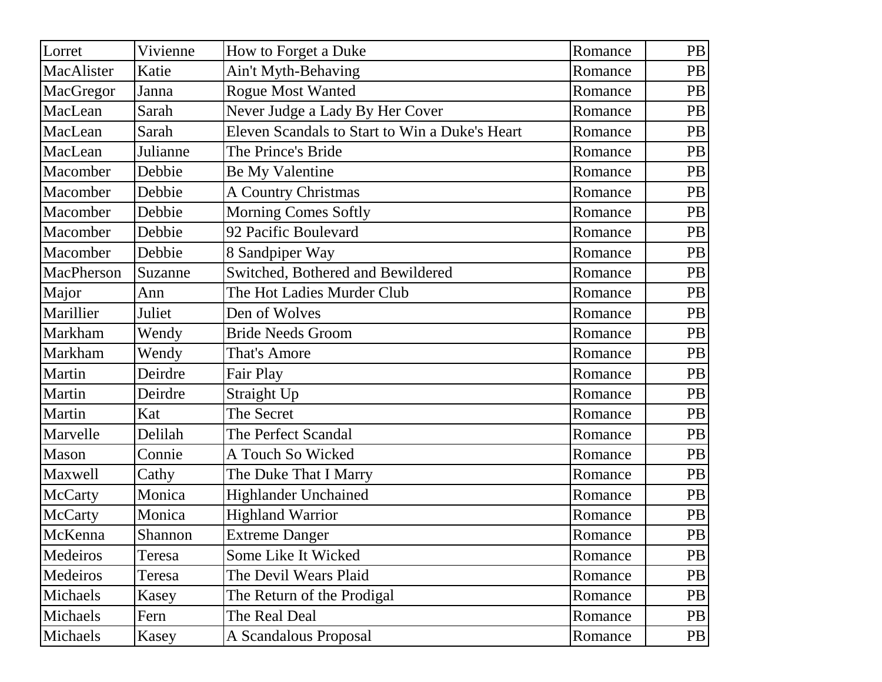| Lorret | Vivienne | How to Forget a Duke | Romance | PB |
|---|---|---|---|---|
| MacAlister | Katie | Ain't Myth-Behaving | Romance | PB |
| MacGregor | Janna | Rogue Most Wanted | Romance | PB |
| MacLean | Sarah | Never Judge a Lady By Her Cover | Romance | PB |
| MacLean | Sarah | Eleven Scandals to Start to Win a Duke's Heart | Romance | PB |
| MacLean | Julianne | The Prince's Bride | Romance | PB |
| Macomber | Debbie | Be My Valentine | Romance | PB |
| Macomber | Debbie | A Country Christmas | Romance | PB |
| Macomber | Debbie | Morning Comes Softly | Romance | PB |
| Macomber | Debbie | 92 Pacific Boulevard | Romance | PB |
| Macomber | Debbie | 8 Sandpiper Way | Romance | PB |
| MacPherson | Suzanne | Switched, Bothered and Bewildered | Romance | PB |
| Major | Ann | The Hot Ladies Murder Club | Romance | PB |
| Marillier | Juliet | Den of Wolves | Romance | PB |
| Markham | Wendy | Bride Needs Groom | Romance | PB |
| Markham | Wendy | That's Amore | Romance | PB |
| Martin | Deirdre | Fair Play | Romance | PB |
| Martin | Deirdre | Straight Up | Romance | PB |
| Martin | Kat | The Secret | Romance | PB |
| Marvelle | Delilah | The Perfect Scandal | Romance | PB |
| Mason | Connie | A Touch So Wicked | Romance | PB |
| Maxwell | Cathy | The Duke That I Marry | Romance | PB |
| McCarty | Monica | Highlander Unchained | Romance | PB |
| McCarty | Monica | Highland Warrior | Romance | PB |
| McKenna | Shannon | Extreme Danger | Romance | PB |
| Medeiros | Teresa | Some Like It Wicked | Romance | PB |
| Medeiros | Teresa | The Devil Wears Plaid | Romance | PB |
| Michaels | Kasey | The Return of the Prodigal | Romance | PB |
| Michaels | Fern | The Real Deal | Romance | PB |
| Michaels | Kasey | A Scandalous Proposal | Romance | PB |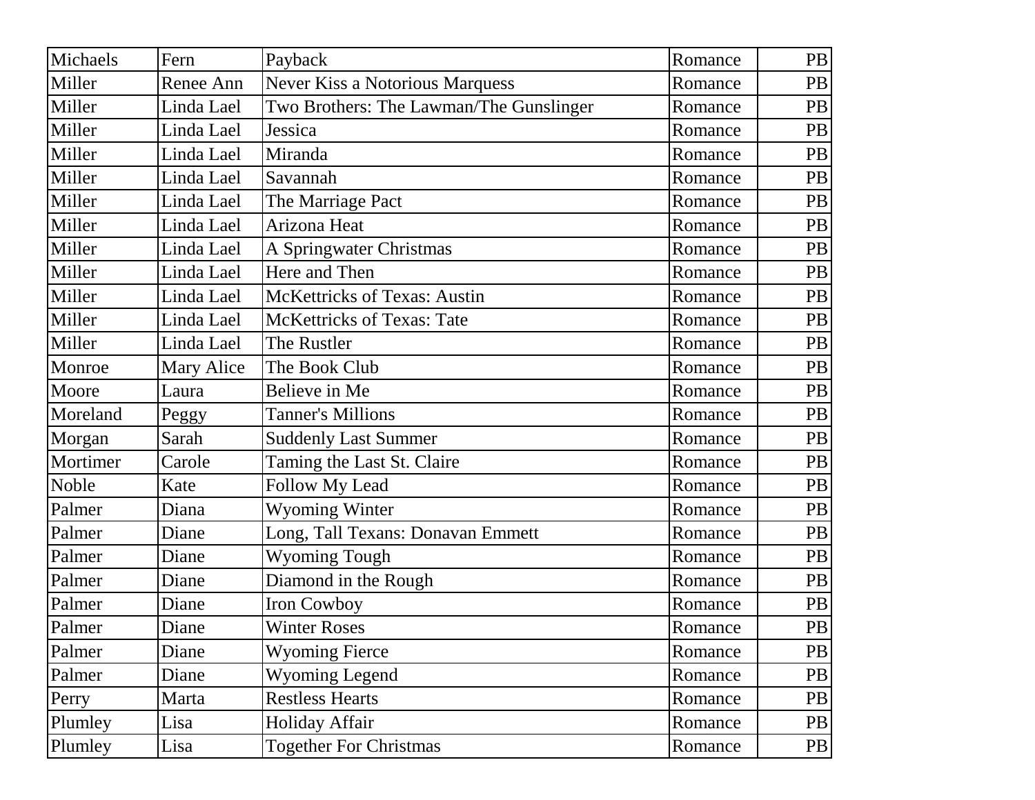| Michaels | Fern | Payback | Romance | PB |
|---|---|---|---|---|
| Miller | Renee Ann | Never Kiss a Notorious Marquess | Romance | PB |
| Miller | Linda Lael | Two Brothers: The Lawman/The Gunslinger | Romance | PB |
| Miller | Linda Lael | Jessica | Romance | PB |
| Miller | Linda Lael | Miranda | Romance | PB |
| Miller | Linda Lael | Savannah | Romance | PB |
| Miller | Linda Lael | The Marriage Pact | Romance | PB |
| Miller | Linda Lael | Arizona Heat | Romance | PB |
| Miller | Linda Lael | A Springwater Christmas | Romance | PB |
| Miller | Linda Lael | Here and Then | Romance | PB |
| Miller | Linda Lael | McKettricks of Texas: Austin | Romance | PB |
| Miller | Linda Lael | McKettricks of Texas: Tate | Romance | PB |
| Miller | Linda Lael | The Rustler | Romance | PB |
| Monroe | Mary Alice | The Book Club | Romance | PB |
| Moore | Laura | Believe in Me | Romance | PB |
| Moreland | Peggy | Tanner's Millions | Romance | PB |
| Morgan | Sarah | Suddenly Last Summer | Romance | PB |
| Mortimer | Carole | Taming the Last St. Claire | Romance | PB |
| Noble | Kate | Follow My Lead | Romance | PB |
| Palmer | Diana | Wyoming Winter | Romance | PB |
| Palmer | Diane | Long, Tall Texans: Donavan Emmett | Romance | PB |
| Palmer | Diane | Wyoming Tough | Romance | PB |
| Palmer | Diane | Diamond in the Rough | Romance | PB |
| Palmer | Diane | Iron Cowboy | Romance | PB |
| Palmer | Diane | Winter Roses | Romance | PB |
| Palmer | Diane | Wyoming Fierce | Romance | PB |
| Palmer | Diane | Wyoming Legend | Romance | PB |
| Perry | Marta | Restless Hearts | Romance | PB |
| Plumley | Lisa | Holiday Affair | Romance | PB |
| Plumley | Lisa | Together For Christmas | Romance | PB |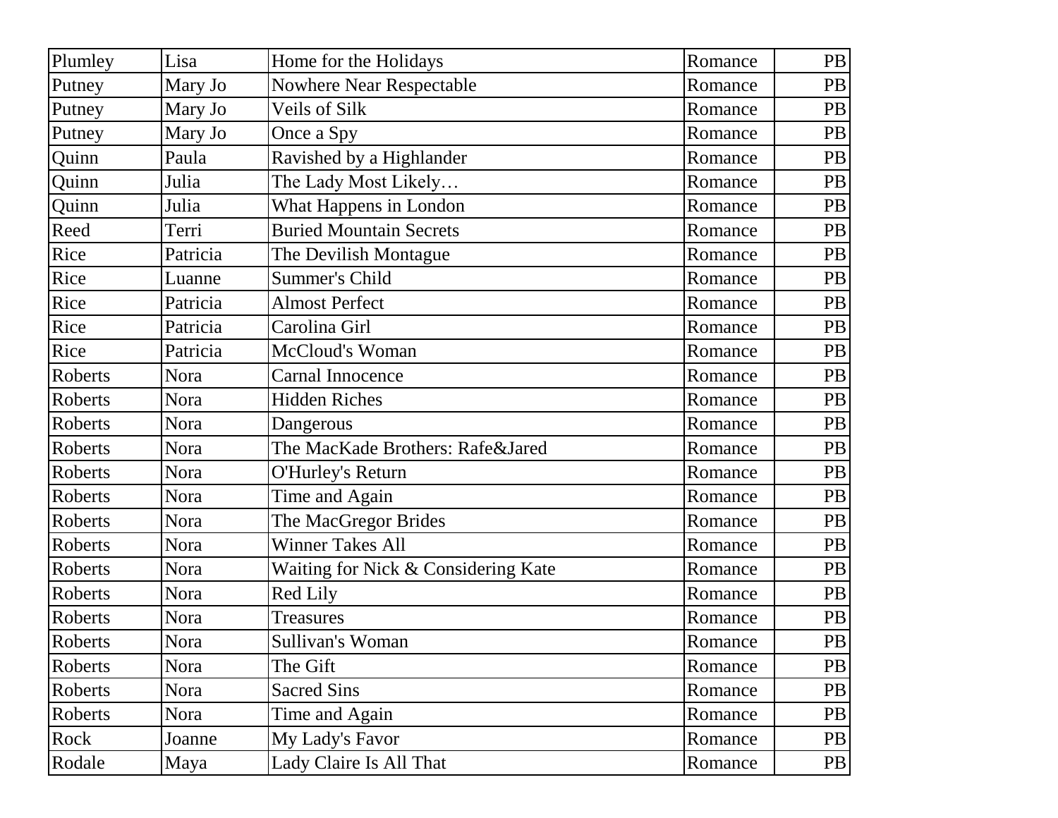| Plumley | Lisa | Home for the Holidays | Romance | PB |
|---|---|---|---|---|
| Putney | Mary Jo | Nowhere Near Respectable | Romance | PB |
| Putney | Mary Jo | Veils of Silk | Romance | PB |
| Putney | Mary Jo | Once a Spy | Romance | PB |
| Quinn | Paula | Ravished by a Highlander | Romance | PB |
| Quinn | Julia | The Lady Most Likely… | Romance | PB |
| Quinn | Julia | What Happens in London | Romance | PB |
| Reed | Terri | Buried Mountain Secrets | Romance | PB |
| Rice | Patricia | The Devilish Montague | Romance | PB |
| Rice | Luanne | Summer's Child | Romance | PB |
| Rice | Patricia | Almost Perfect | Romance | PB |
| Rice | Patricia | Carolina Girl | Romance | PB |
| Rice | Patricia | McCloud's Woman | Romance | PB |
| Roberts | Nora | Carnal Innocence | Romance | PB |
| Roberts | Nora | Hidden Riches | Romance | PB |
| Roberts | Nora | Dangerous | Romance | PB |
| Roberts | Nora | The MacKade Brothers: Rafe&Jared | Romance | PB |
| Roberts | Nora | O'Hurley's Return | Romance | PB |
| Roberts | Nora | Time and Again | Romance | PB |
| Roberts | Nora | The MacGregor Brides | Romance | PB |
| Roberts | Nora | Winner Takes All | Romance | PB |
| Roberts | Nora | Waiting for Nick & Considering Kate | Romance | PB |
| Roberts | Nora | Red Lily | Romance | PB |
| Roberts | Nora | Treasures | Romance | PB |
| Roberts | Nora | Sullivan's Woman | Romance | PB |
| Roberts | Nora | The Gift | Romance | PB |
| Roberts | Nora | Sacred Sins | Romance | PB |
| Roberts | Nora | Time and Again | Romance | PB |
| Rock | Joanne | My Lady's Favor | Romance | PB |
| Rodale | Maya | Lady Claire Is All That | Romance | PB |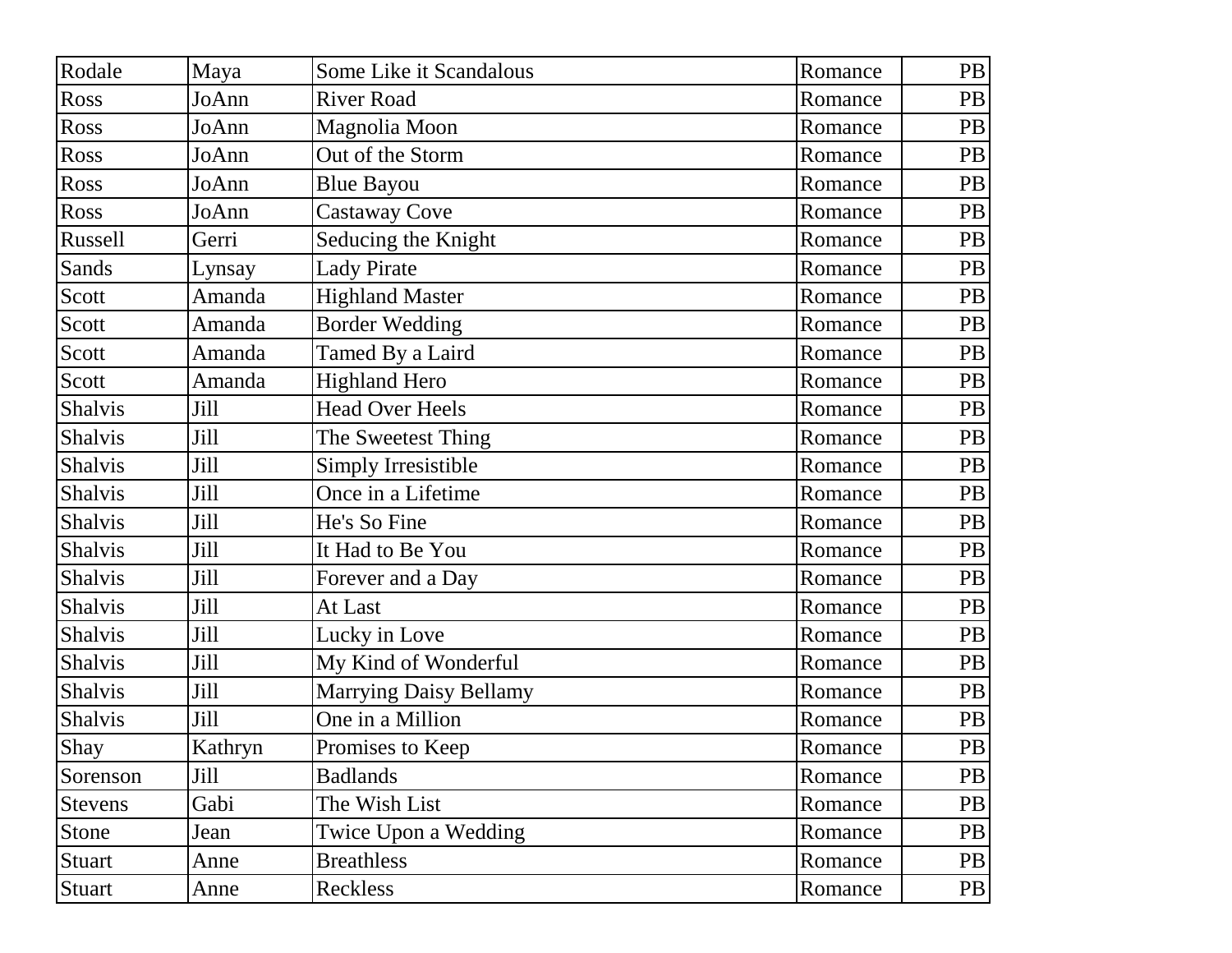| Rodale | Maya | Some Like it Scandalous | Romance | PB |
|---|---|---|---|---|
| Ross | JoAnn | River Road | Romance | PB |
| Ross | JoAnn | Magnolia Moon | Romance | PB |
| Ross | JoAnn | Out of the Storm | Romance | PB |
| Ross | JoAnn | Blue Bayou | Romance | PB |
| Ross | JoAnn | Castaway Cove | Romance | PB |
| Russell | Gerri | Seducing the Knight | Romance | PB |
| Sands | Lynsay | Lady Pirate | Romance | PB |
| Scott | Amanda | Highland Master | Romance | PB |
| Scott | Amanda | Border Wedding | Romance | PB |
| Scott | Amanda | Tamed By a Laird | Romance | PB |
| Scott | Amanda | Highland Hero | Romance | PB |
| Shalvis | Jill | Head Over Heels | Romance | PB |
| Shalvis | Jill | The Sweetest Thing | Romance | PB |
| Shalvis | Jill | Simply Irresistible | Romance | PB |
| Shalvis | Jill | Once in a Lifetime | Romance | PB |
| Shalvis | Jill | He's So Fine | Romance | PB |
| Shalvis | Jill | It Had to Be You | Romance | PB |
| Shalvis | Jill | Forever and a Day | Romance | PB |
| Shalvis | Jill | At Last | Romance | PB |
| Shalvis | Jill | Lucky in Love | Romance | PB |
| Shalvis | Jill | My Kind of Wonderful | Romance | PB |
| Shalvis | Jill | Marrying Daisy Bellamy | Romance | PB |
| Shalvis | Jill | One in a Million | Romance | PB |
| Shay | Kathryn | Promises to Keep | Romance | PB |
| Sorenson | Jill | Badlands | Romance | PB |
| Stevens | Gabi | The Wish List | Romance | PB |
| Stone | Jean | Twice Upon a Wedding | Romance | PB |
| Stuart | Anne | Breathless | Romance | PB |
| Stuart | Anne | Reckless | Romance | PB |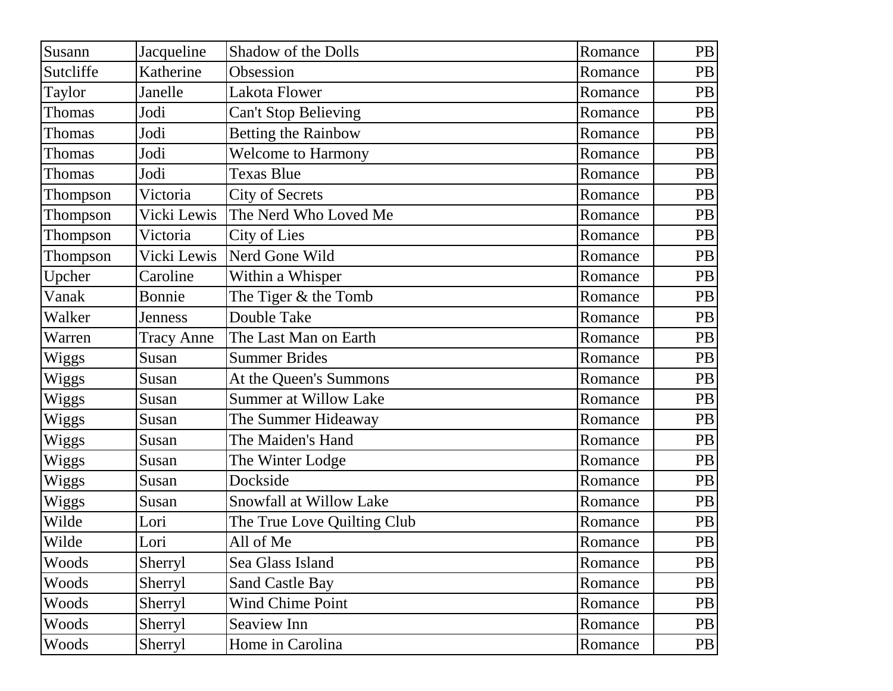| Susann | Jacqueline | Shadow of the Dolls | Romance | PB |
|---|---|---|---|---|
| Sutcliffe | Katherine | Obsession | Romance | PB |
| Taylor | Janelle | Lakota Flower | Romance | PB |
| Thomas | Jodi | Can't Stop Believing | Romance | PB |
| Thomas | Jodi | Betting the Rainbow | Romance | PB |
| Thomas | Jodi | Welcome to Harmony | Romance | PB |
| Thomas | Jodi | Texas Blue | Romance | PB |
| Thompson | Victoria | City of Secrets | Romance | PB |
| Thompson | Vicki Lewis | The Nerd Who Loved Me | Romance | PB |
| Thompson | Victoria | City of Lies | Romance | PB |
| Thompson | Vicki Lewis | Nerd Gone Wild | Romance | PB |
| Upcher | Caroline | Within a Whisper | Romance | PB |
| Vanak | Bonnie | The Tiger & the Tomb | Romance | PB |
| Walker | Jenness | Double Take | Romance | PB |
| Warren | Tracy Anne | The Last Man on Earth | Romance | PB |
| Wiggs | Susan | Summer Brides | Romance | PB |
| Wiggs | Susan | At the Queen's Summons | Romance | PB |
| Wiggs | Susan | Summer at Willow Lake | Romance | PB |
| Wiggs | Susan | The Summer Hideaway | Romance | PB |
| Wiggs | Susan | The Maiden's Hand | Romance | PB |
| Wiggs | Susan | The Winter Lodge | Romance | PB |
| Wiggs | Susan | Dockside | Romance | PB |
| Wiggs | Susan | Snowfall at Willow Lake | Romance | PB |
| Wilde | Lori | The True Love Quilting Club | Romance | PB |
| Wilde | Lori | All of Me | Romance | PB |
| Woods | Sherryl | Sea Glass Island | Romance | PB |
| Woods | Sherryl | Sand Castle Bay | Romance | PB |
| Woods | Sherryl | Wind Chime Point | Romance | PB |
| Woods | Sherryl | Seaview Inn | Romance | PB |
| Woods | Sherryl | Home in Carolina | Romance | PB |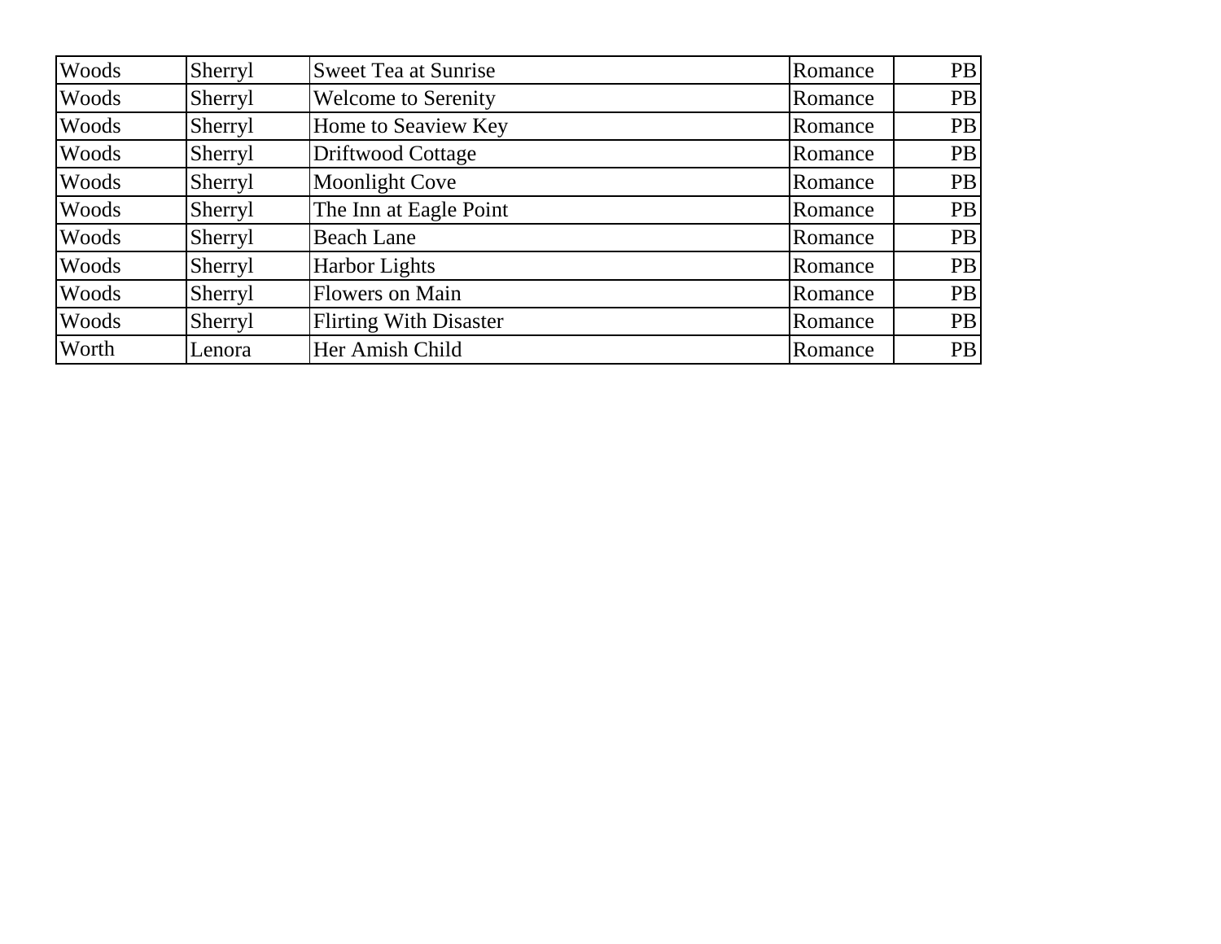| | | | | |
|---|---|---|---|---|
| Woods | Sherryl | Sweet Tea at Sunrise | Romance | PB |
| Woods | Sherryl | Welcome to Serenity | Romance | PB |
| Woods | Sherryl | Home to Seaview Key | Romance | PB |
| Woods | Sherryl | Driftwood Cottage | Romance | PB |
| Woods | Sherryl | Moonlight Cove | Romance | PB |
| Woods | Sherryl | The Inn at Eagle Point | Romance | PB |
| Woods | Sherryl | Beach Lane | Romance | PB |
| Woods | Sherryl | Harbor Lights | Romance | PB |
| Woods | Sherryl | Flowers on Main | Romance | PB |
| Woods | Sherryl | Flirting With Disaster | Romance | PB |
| Worth | Lenora | Her Amish Child | Romance | PB |